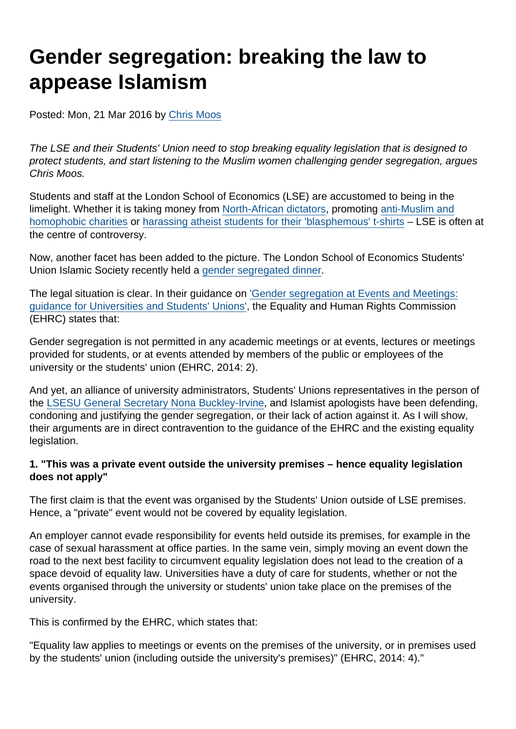# Gender segregation: breaking the law to appease Islamism

Posted: Mon, 21 Mar 2016 by Chris Moos

*The LSE and their Students' Union need to stop breaking equality legislation that is designed to protect students, and start listening to the Muslim women challenging gender segregation, argues Chris Moos.*

Students and staff at the London School of Economics (LSE) are accustomed to being in the limelight. Whether it is taking money from North-African dictators, promoting anti-Muslim and homophobic charities or harassing atheist students for their 'blasphemous' t-shirts – LSE is often at the centre of controversy.

Now, another facet has been added to the picture. The London School of Economics Students' Union Islamic Society recently held a gender segregated dinner.

The legal situation is clear. In their guidance on 'Gender segregation at Events and Meetings: guidance for Universities and Students' Unions', the Equality and Human Rights Commission (EHRC) states that:

Gender segregation is not permitted in any academic meetings or at events, lectures or meetings provided for students, or at events attended by members of the public or employees of the university or the students' union (EHRC, 2014: 2).

And yet, an alliance of university administrators, Students' Unions representatives in the person of the LSESU General Secretary Nona Buckley-Irvine, and Islamist apologists have been defending, condoning and justifying the gender segregation, or their lack of action against it. As I will show, their arguments are in direct contravention to the guidance of the EHRC and the existing equality legislation.

**1. "This was a private event outside the university premises – hence equality legislation does not apply"**

The first claim is that the event was organised by the Students' Union outside of LSE premises. Hence, a "private" event would not be covered by equality legislation.

An employer cannot evade responsibility for events held outside its premises, for example in the case of sexual harassment at office parties. In the same vein, simply moving an event down the road to the next best facility to circumvent equality legislation does not lead to the creation of a space devoid of equality law. Universities have a duty of care for students, whether or not the events organised through the university or students' union take place on the premises of the university.

This is confirmed by the EHRC, which states that:

"Equality law applies to meetings or events on the premises of the university, or in premises used by the students' union (including outside the university's premises)" (EHRC, 2014: 4)."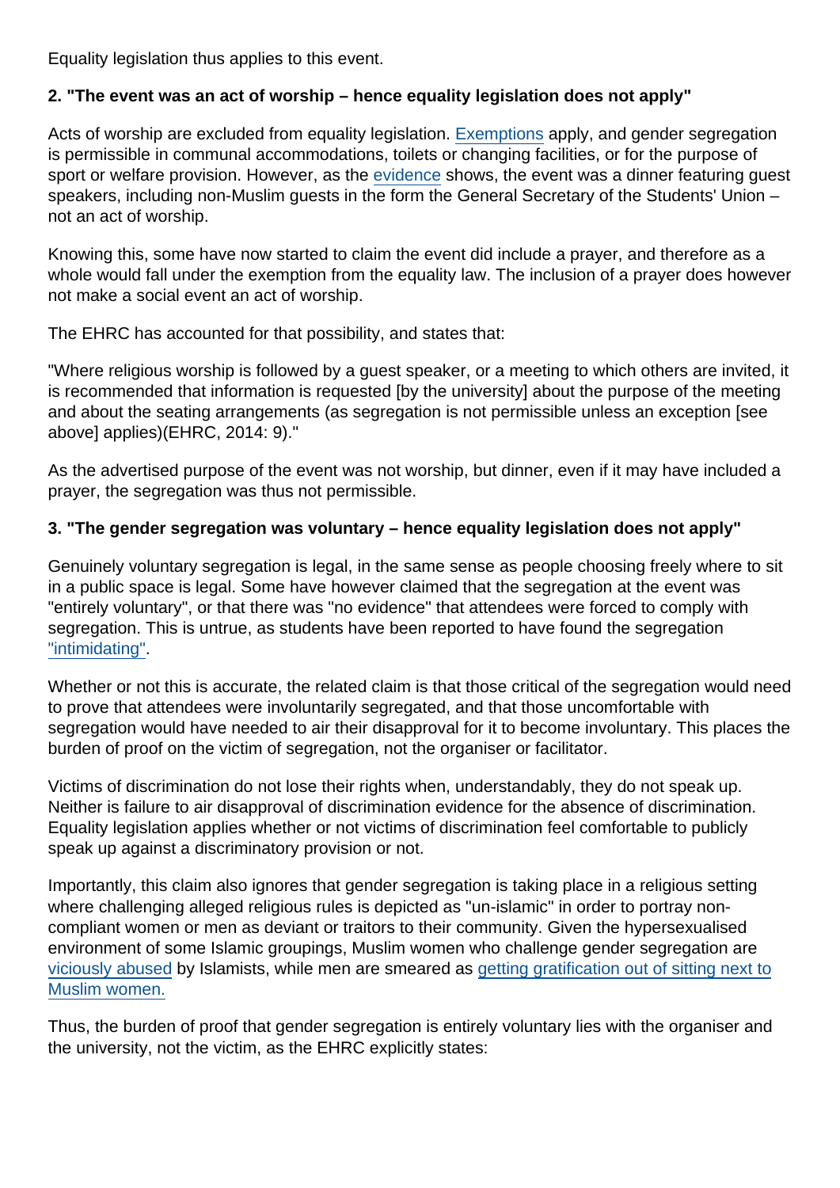Equality legislation thus applies to this event.

**2. "The event was an act of worship – hence equality legislation does not apply"**

Acts of worship are excluded from equality legislation. Exemptions apply, and gender segregation is permissible in communal accommodations, toilets or changing facilities, or for the purpose of sport or welfare provision. However, as the evidence shows, the event was a dinner featuring guest speakers, including non-Muslim guests in the form the General Secretary of the Students' Union – not an act of worship.

Knowing this, some have now started to claim the event did include a prayer, and therefore as a whole would fall under the exemption from the equality law. The inclusion of a prayer does however not make a social event an act of worship.

The EHRC has accounted for that possibility, and states that:

"Where religious worship is followed by a guest speaker, or a meeting to which others are invited, it is recommended that information is requested [by the university] about the purpose of the meeting and about the seating arrangements (as segregation is not permissible unless an exception [see above] applies)(EHRC, 2014: 9)."

As the advertised purpose of the event was not worship, but dinner, even if it may have included a prayer, the segregation was thus not permissible.

**3. "The gender segregation was voluntary – hence equality legislation does not apply"**

Genuinely voluntary segregation is legal, in the same sense as people choosing freely where to sit in a public space is legal. Some have however claimed that the segregation at the event was "entirely voluntary", or that there was "no evidence" that attendees were forced to comply with segregation. This is untrue, as students have been reported to have found the segregation "intimidating".

Whether or not this is accurate, the related claim is that those critical of the segregation would need to prove that attendees were involuntarily segregated, and that those uncomfortable with segregation would have needed to air their disapproval for it to become involuntary. This places the burden of proof on the victim of segregation, not the organiser or facilitator.

Victims of discrimination do not lose their rights when, understandably, they do not speak up. Neither is failure to air disapproval of discrimination evidence for the absence of discrimination. Equality legislation applies whether or not victims of discrimination feel comfortable to publicly speak up against a discriminatory provision or not.

Importantly, this claim also ignores that gender segregation is taking place in a religious setting where challenging alleged religious rules is depicted as "un-islamic" in order to portray non-compliant women or men as deviant or traitors to their community. Given the hypersexualised environment of some Islamic groupings, Muslim women who challenge gender segregation are viciously abused by Islamists, while men are smeared as getting gratification out of sitting next to Muslim women.

Thus, the burden of proof that gender segregation is entirely voluntary lies with the organiser and the university, not the victim, as the EHRC explicitly states: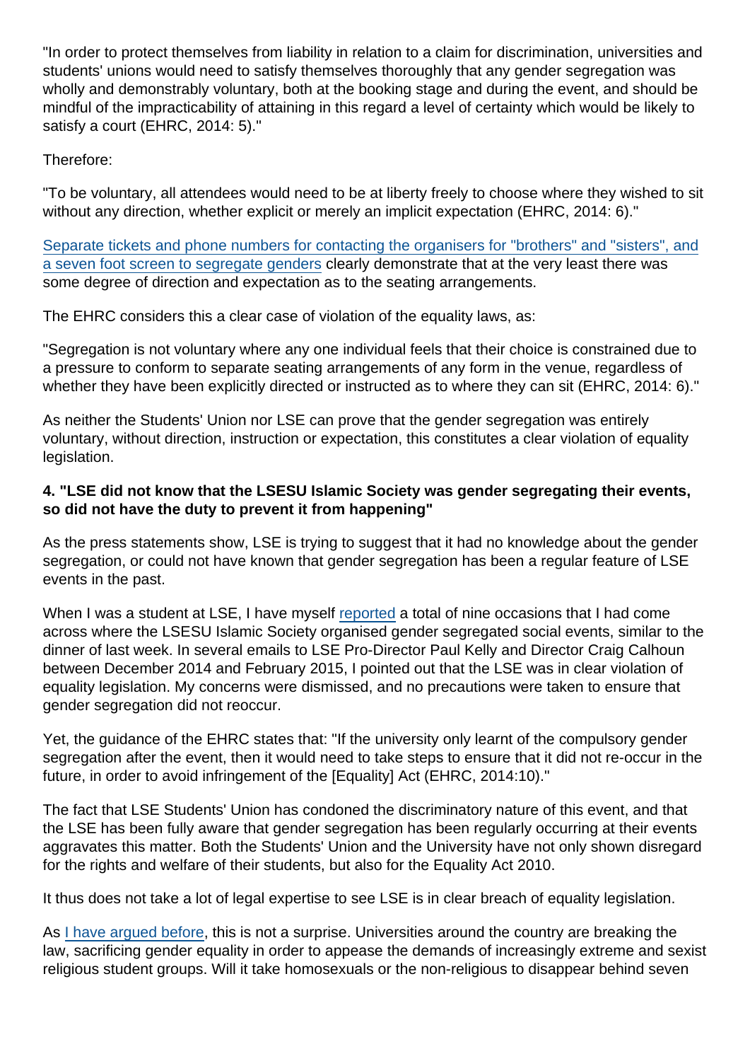"In order to protect themselves from liability in relation to a claim for discrimination, universities and students' unions would need to satisfy themselves thoroughly that any gender segregation was wholly and demonstrably voluntary, both at the booking stage and during the event, and should be mindful of the impracticability of attaining in this regard a level of certainty which would be likely to satisfy a court (EHRC, 2014: 5)."

Therefore:

"To be voluntary, all attendees would need to be at liberty freely to choose where they wished to sit without any direction, whether explicit or merely an implicit expectation (EHRC, 2014: 6)."

Separate tickets and phone numbers for contacting the organisers for "brothers" and "sisters", and a seven foot screen to segregate genders clearly demonstrate that at the very least there was some degree of direction and expectation as to the seating arrangements.

The EHRC considers this a clear case of violation of the equality laws, as:

"Segregation is not voluntary where any one individual feels that their choice is constrained due to a pressure to conform to separate seating arrangements of any form in the venue, regardless of whether they have been explicitly directed or instructed as to where they can sit (EHRC, 2014: 6)."

As neither the Students' Union nor LSE can prove that the gender segregation was entirely voluntary, without direction, instruction or expectation, this constitutes a clear violation of equality legislation.

**4. "LSE did not know that the LSESU Islamic Society was gender segregating their events, so did not have the duty to prevent it from happening"**

As the press statements show, LSE is trying to suggest that it had no knowledge about the gender segregation, or could not have known that gender segregation has been a regular feature of LSE events in the past.

When I was a student at LSE, I have myself reported a total of nine occasions that I had come across where the LSESU Islamic Society organised gender segregated social events, similar to the dinner of last week. In several emails to LSE Pro-Director Paul Kelly and Director Craig Calhoun between December 2014 and February 2015, I pointed out that the LSE was in clear violation of equality legislation. My concerns were dismissed, and no precautions were taken to ensure that gender segregation did not reoccur.

Yet, the guidance of the EHRC states that: "If the university only learnt of the compulsory gender segregation after the event, then it would need to take steps to ensure that it did not re-occur in the future, in order to avoid infringement of the [Equality] Act (EHRC, 2014:10)."

The fact that LSE Students' Union has condoned the discriminatory nature of this event, and that the LSE has been fully aware that gender segregation has been regularly occurring at their events aggravates this matter. Both the Students' Union and the University have not only shown disregard for the rights and welfare of their students, but also for the Equality Act 2010.

It thus does not take a lot of legal expertise to see LSE is in clear breach of equality legislation.

As I have argued before, this is not a surprise. Universities around the country are breaking the law, sacrificing gender equality in order to appease the demands of increasingly extreme and sexist religious student groups. Will it take homosexuals or the non-religious to disappear behind seven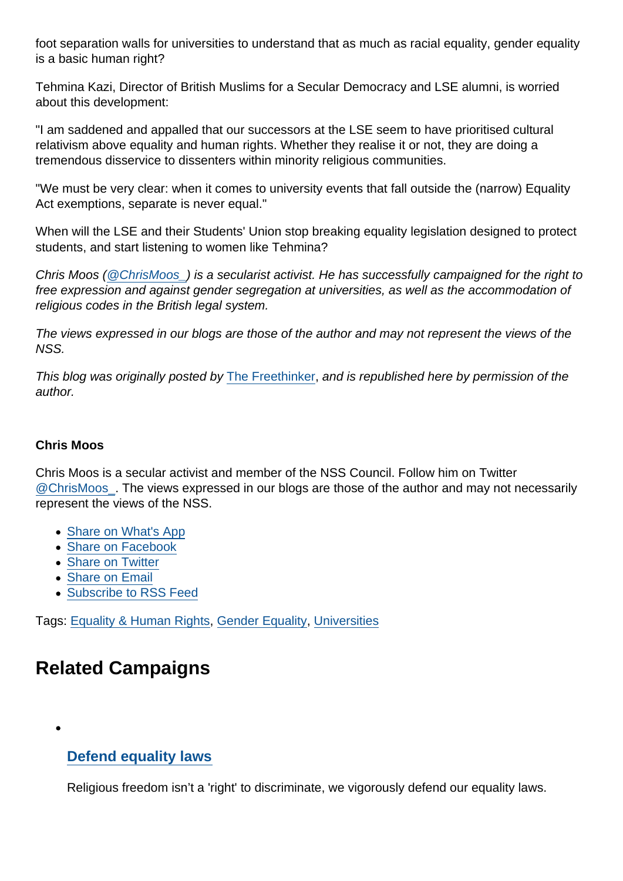foot separation walls for universities to understand that as much as racial equality, gender equality is a basic human right?

Tehmina Kazi, Director of British Muslims for a Secular Democracy and LSE alumni, is worried about this development:

"I am saddened and appalled that our successors at the LSE seem to have prioritised cultural relativism above equality and human rights. Whether they realise it or not, they are doing a tremendous disservice to dissenters within minority religious communities.

"We must be very clear: when it comes to university events that fall outside the (narrow) Equality Act exemptions, separate is never equal."

When will the LSE and their Students' Union stop breaking equality legislation designed to protect students, and start listening to women like Tehmina?

*Chris Moos (@ChrisMoos_) is a secularist activist. He has successfully campaigned for the right to free expression and against gender segregation at universities, as well as the accommodation of religious codes in the British legal system.*

*The views expressed in our blogs are those of the author and may not represent the views of the NSS.*

*This blog was originally posted by The Freethinker, and is republished here by permission of the author.*

**Chris Moos**

Chris Moos is a secular activist and member of the NSS Council. Follow him on Twitter @ChrisMoos_. The views expressed in our blogs are those of the author and may not necessarily represent the views of the NSS.

- Share on What's App
- Share on Facebook
- Share on Twitter
- Share on Email
- Subscribe to RSS Feed

Tags: Equality & Human Rights, Gender Equality, Universities

## Related Campaigns

- ### Defend equality laws

  Religious freedom isn't a 'right' to discriminate, we vigorously defend our equality laws.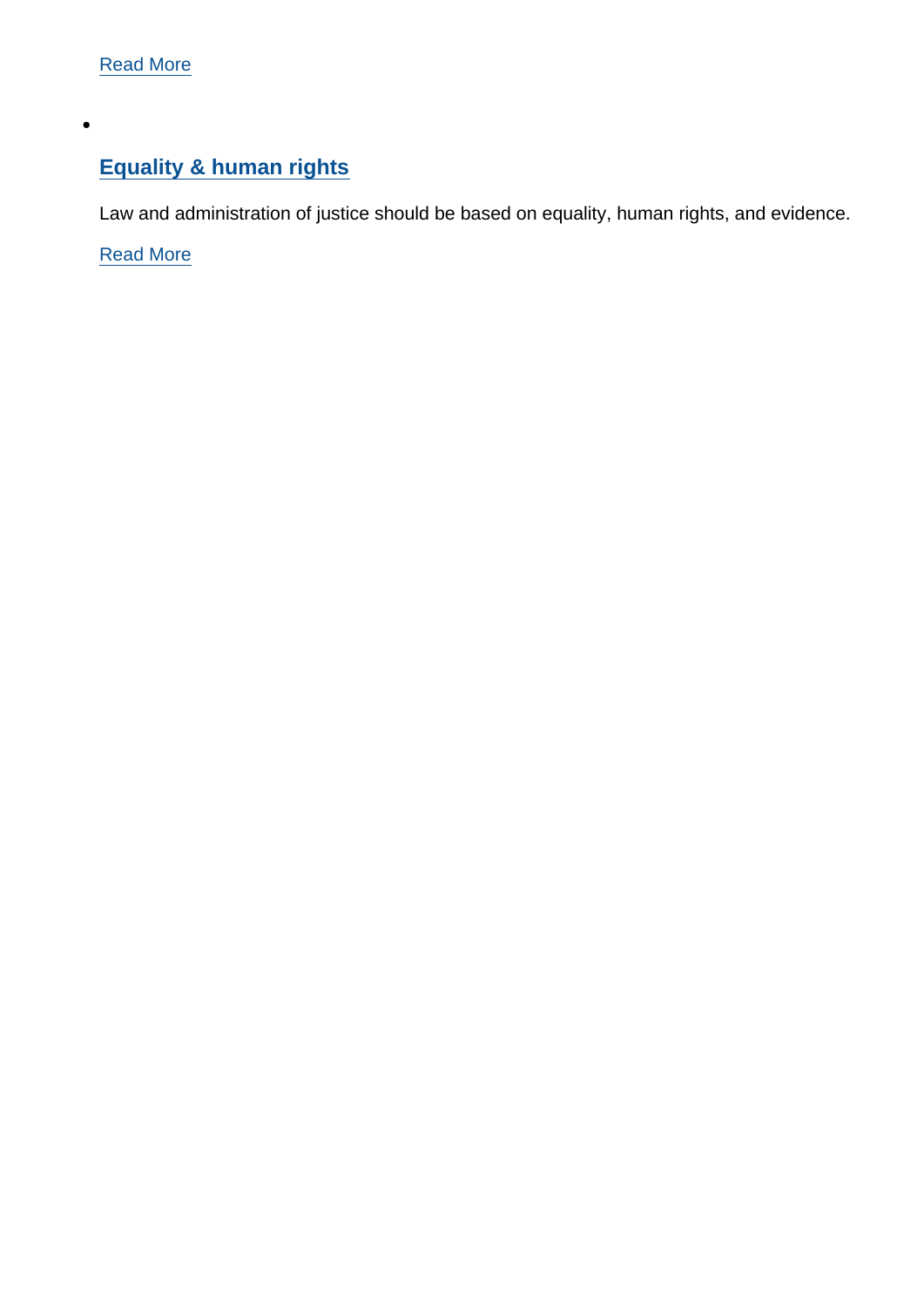[Read More]

- ### [Equality & human rights]

  Law and administration of justice should be based on equality, human rights, and evidence.

  [Read More]